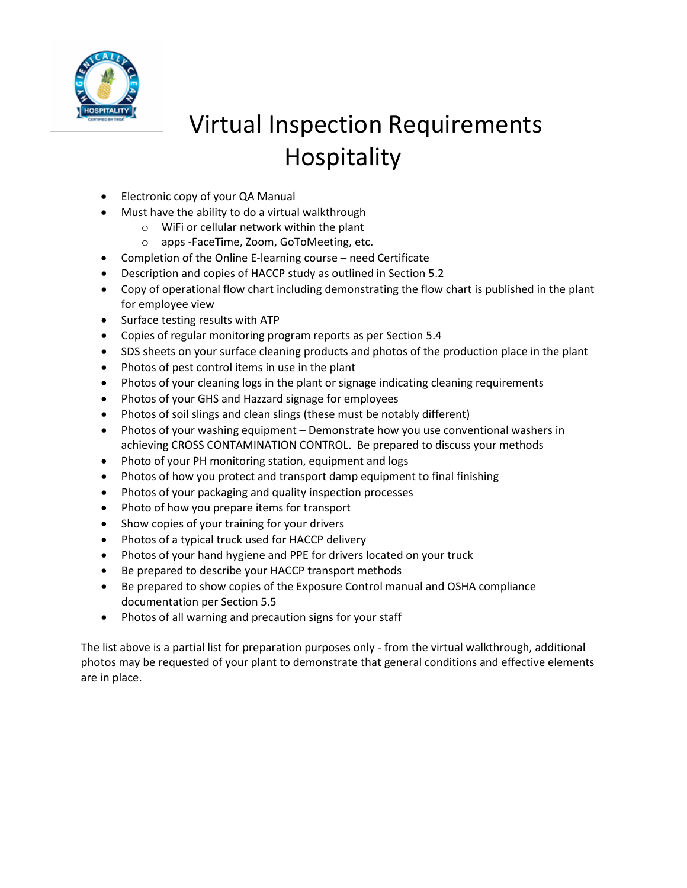# Virtual Inspection Requirements Hospitality

- Electronic copy of your QA Manual
- Must have the ability to do a virtual walkthrough
  - WiFi or cellular network within the plant
  - apps -FaceTime, Zoom, GoToMeeting, etc.
- Completion of the Online E-learning course – need Certificate
- Description and copies of HACCP study as outlined in Section 5.2
- Copy of operational flow chart including demonstrating the flow chart is published in the plant for employee view
- Surface testing results with ATP
- Copies of regular monitoring program reports as per Section 5.4
- SDS sheets on your surface cleaning products and photos of the production place in the plant
- Photos of pest control items in use in the plant
- Photos of your cleaning logs in the plant or signage indicating cleaning requirements
- Photos of your GHS and Hazzard signage for employees
- Photos of soil slings and clean slings (these must be notably different)
- Photos of your washing equipment – Demonstrate how you use conventional washers in achieving CROSS CONTAMINATION CONTROL. Be prepared to discuss your methods
- Photo of your PH monitoring station, equipment and logs
- Photos of how you protect and transport damp equipment to final finishing
- Photos of your packaging and quality inspection processes
- Photo of how you prepare items for transport
- Show copies of your training for your drivers
- Photos of a typical truck used for HACCP delivery
- Photos of your hand hygiene and PPE for drivers located on your truck
- Be prepared to describe your HACCP transport methods
- Be prepared to show copies of the Exposure Control manual and OSHA compliance documentation per Section 5.5
- Photos of all warning and precaution signs for your staff

The list above is a partial list for preparation purposes only - from the virtual walkthrough, additional photos may be requested of your plant to demonstrate that general conditions and effective elements are in place.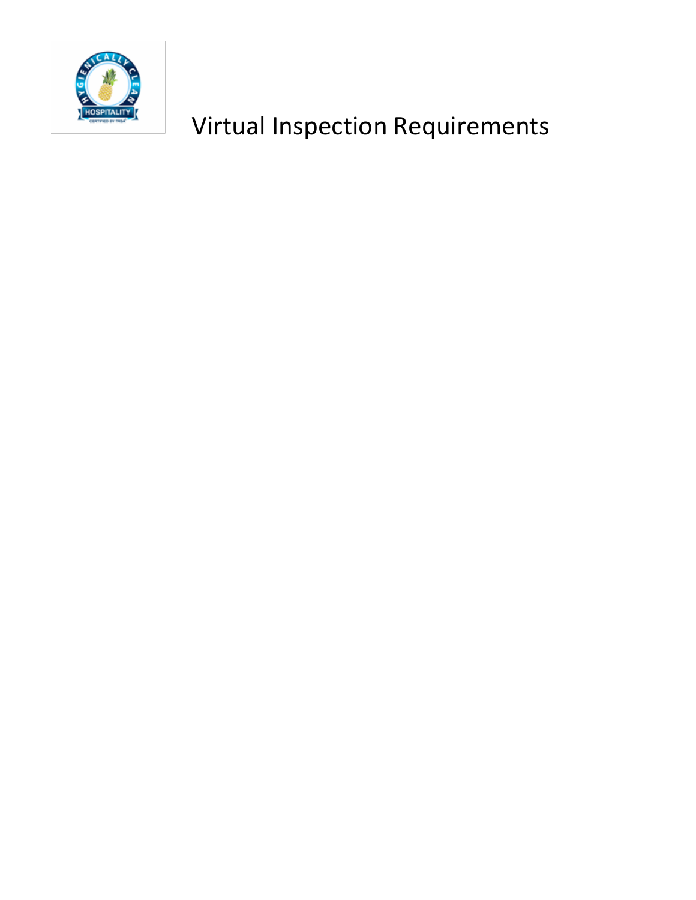# Virtual Inspection Requirements